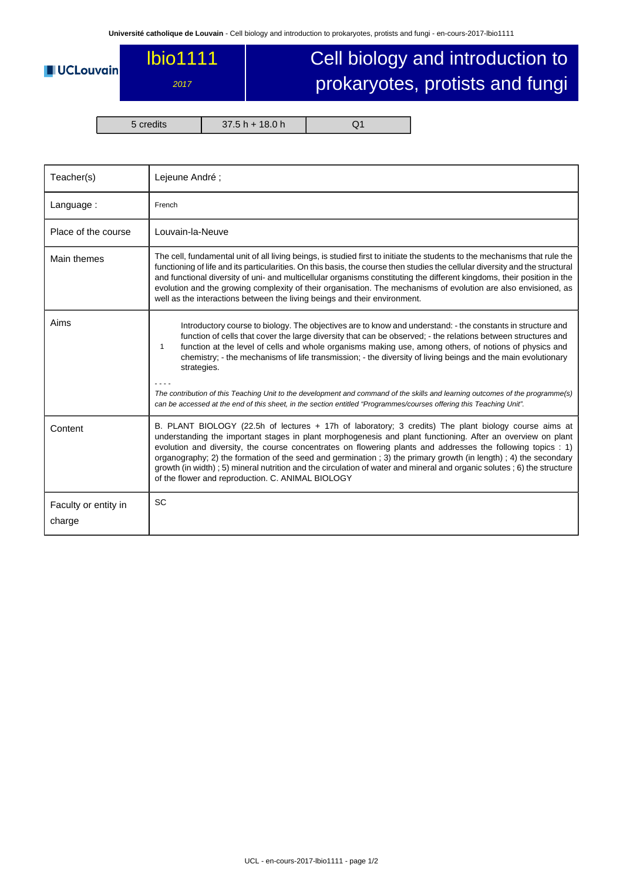# lbio1111

*2017*

# Cell biology and introduction to prokaryotes, protists and fungi

| 5 credits | 37.5 h + 18.0 h | Q1 |
|---|---|---|

| | |
|---|---|
| Teacher(s) | Lejeune André ; |
| Language : | French |
| Place of the course | Louvain-la-Neuve |
| Main themes | The cell, fundamental unit of all living beings, is studied first to initiate the students to the mechanisms that rule the functioning of life and its particularities. On this basis, the course then studies the cellular diversity and the structural and functional diversity of uni- and multicellular organisms constituting the different kingdoms, their position in the evolution and the growing complexity of their organisation. The mechanisms of evolution are also envisioned, as well as the interactions between the living beings and their environment. |
| Aims | 1 Introductory course to biology. The objectives are to know and understand: - the constants in structure and function of cells that cover the large diversity that can be observed; - the relations between structures and function at the level of cells and whole organisms making use, among others, of notions of physics and chemistry; - the mechanisms of life transmission; - the diversity of living beings and the main evolutionary strategies. <br><br> - - - - <br> *The contribution of this Teaching Unit to the development and command of the skills and learning outcomes of the programme(s) can be accessed at the end of this sheet, in the section entitled "Programmes/courses offering this Teaching Unit".* |
| Content | B. PLANT BIOLOGY (22.5h of lectures + 17h of laboratory; 3 credits) The plant biology course aims at understanding the important stages in plant morphogenesis and plant functioning. After an overview on plant evolution and diversity, the course concentrates on flowering plants and addresses the following topics : 1) organography; 2) the formation of the seed and germination ; 3) the primary growth (in length) ; 4) the secondary growth (in width) ; 5) mineral nutrition and the circulation of water and mineral and organic solutes ; 6) the structure of the flower and reproduction. C. ANIMAL BIOLOGY |
| Faculty or entity in charge | SC |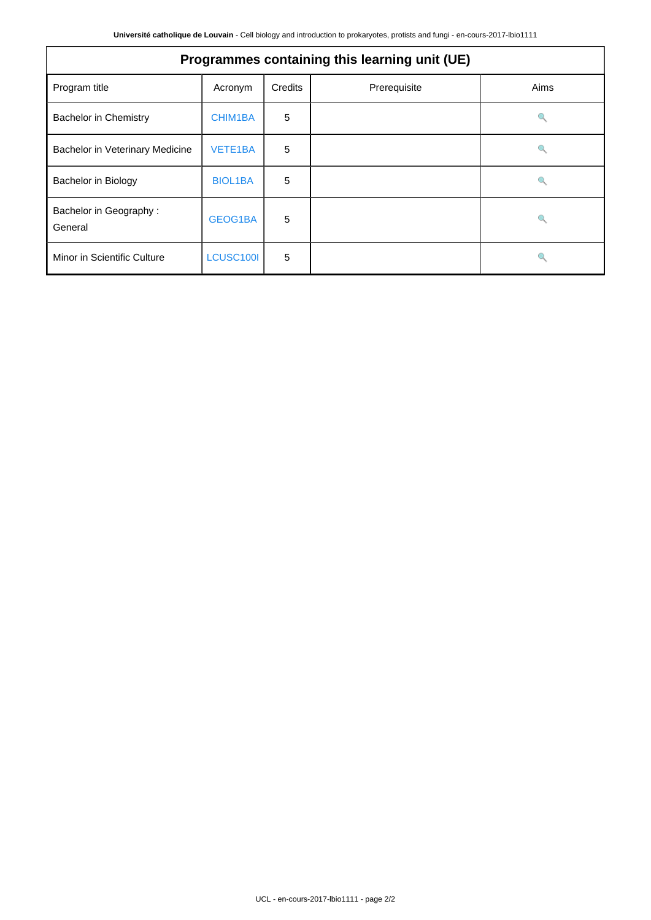## Programmes containing this learning unit (UE)

| Program title | Acronym | Credits | Prerequisite | Aims |
|---|---|---|---|---|
| Bachelor in Chemistry | CHIM1BA | 5 | | |
| Bachelor in Veterinary Medicine | VETE1BA | 5 | | |
| Bachelor in Biology | BIOL1BA | 5 | | |
| Bachelor in Geography : General | GEOG1BA | 5 | | |
| Minor in Scientific Culture | LCUSC100I | 5 | | |